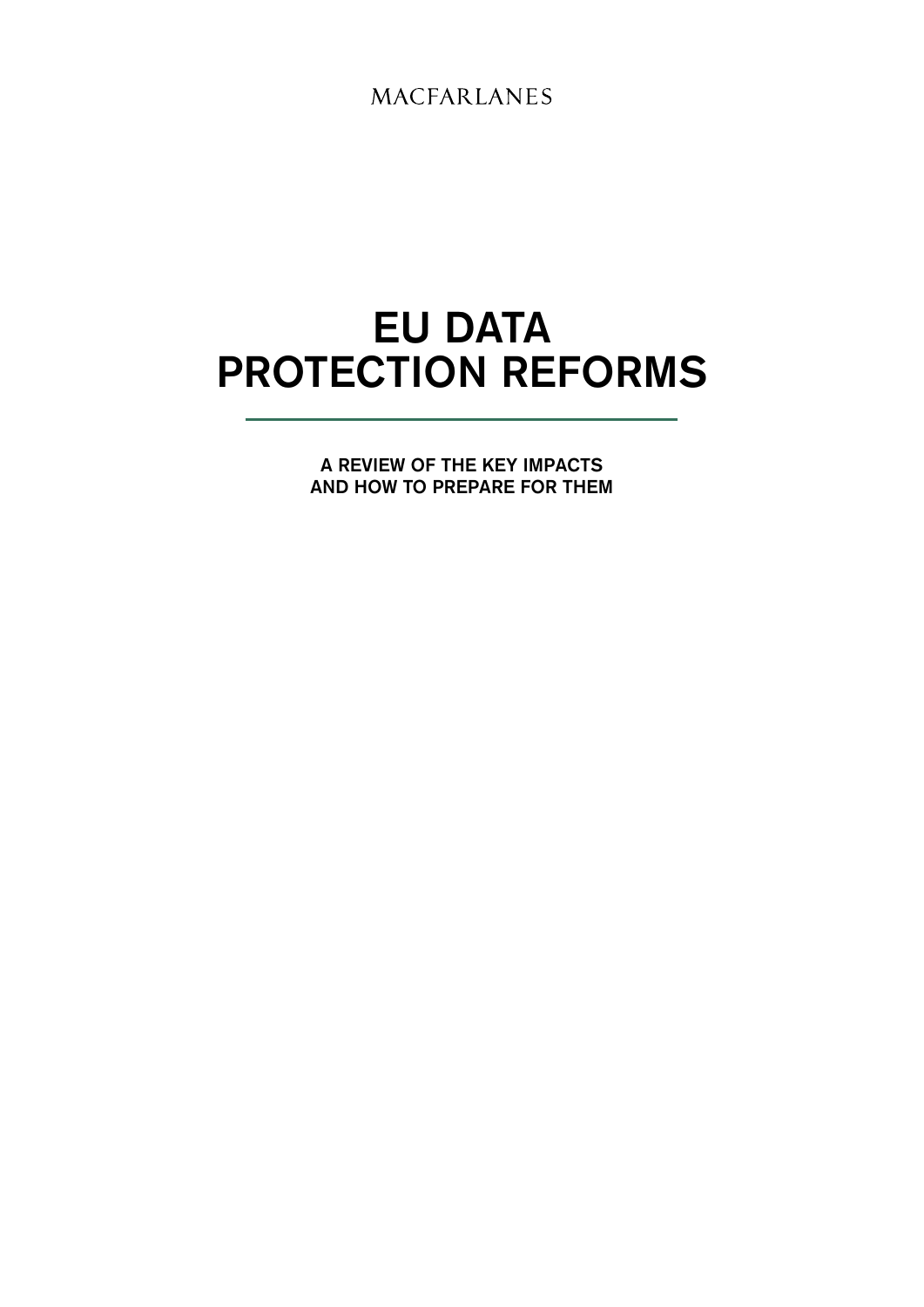MACFARLANES

# EU DATA PROTECTION REFORMS

**A REVIEW OF THE KEY IMPACTS AND HOW TO PREPARE FOR THEM**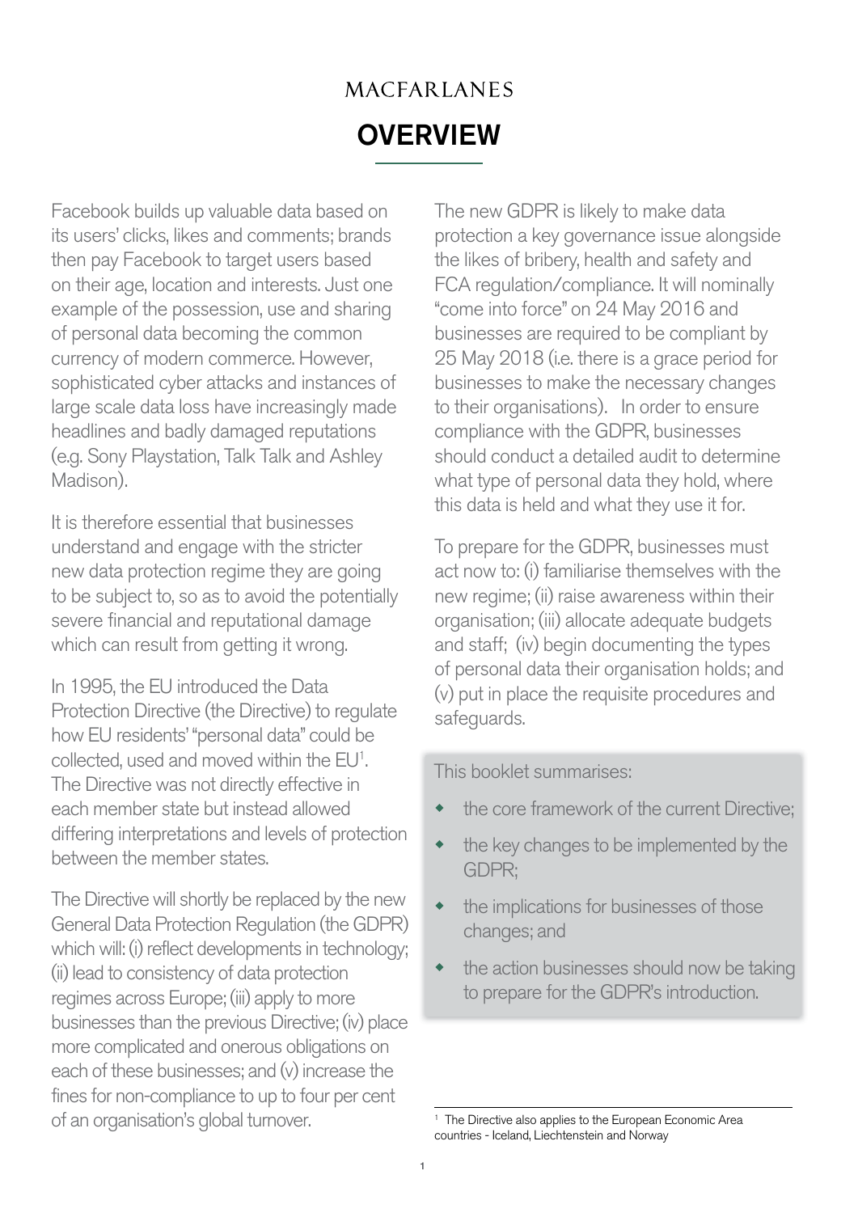# OVERVIEW

Facebook builds up valuable data based on its users' clicks, likes and comments; brands then pay Facebook to target users based on their age, location and interests. Just one example of the possession, use and sharing of personal data becoming the common currency of modern commerce. However, sophisticated cyber attacks and instances of large scale data loss have increasingly made headlines and badly damaged reputations (e.g. Sony Playstation, Talk Talk and Ashley Madison).

It is therefore essential that businesses understand and engage with the stricter new data protection regime they are going to be subject to, so as to avoid the potentially severe financial and reputational damage which can result from getting it wrong.

In 1995, the EU introduced the Data Protection Directive (the Directive) to regulate how EU residents' "personal data" could be collected, used and moved within the EU[1]. The Directive was not directly effective in each member state but instead allowed differing interpretations and levels of protection between the member states.

The Directive will shortly be replaced by the new General Data Protection Regulation (the GDPR) which will: (i) reflect developments in technology; (ii) lead to consistency of data protection regimes across Europe; (iii) apply to more businesses than the previous Directive; (iv) place more complicated and onerous obligations on each of these businesses; and (v) increase the fines for non-compliance to up to four per cent of an organisation's global turnover.

The new GDPR is likely to make data protection a key governance issue alongside the likes of bribery, health and safety and FCA regulation/compliance. It will nominally "come into force" on 24 May 2016 and businesses are required to be compliant by 25 May 2018 (i.e. there is a grace period for businesses to make the necessary changes to their organisations). In order to ensure compliance with the GDPR, businesses should conduct a detailed audit to determine what type of personal data they hold, where this data is held and what they use it for.

To prepare for the GDPR, businesses must act now to: (i) familiarise themselves with the new regime; (ii) raise awareness within their organisation; (iii) allocate adequate budgets and staff; (iv) begin documenting the types of personal data their organisation holds; and (v) put in place the requisite procedures and safeguards.

This booklet summarises:

- the core framework of the current Directive;
- the key changes to be implemented by the GDPR;
- the implications for businesses of those changes; and
- the action businesses should now be taking to prepare for the GDPR's introduction.

[1] The Directive also applies to the European Economic Area countries - Iceland, Liechtenstein and Norway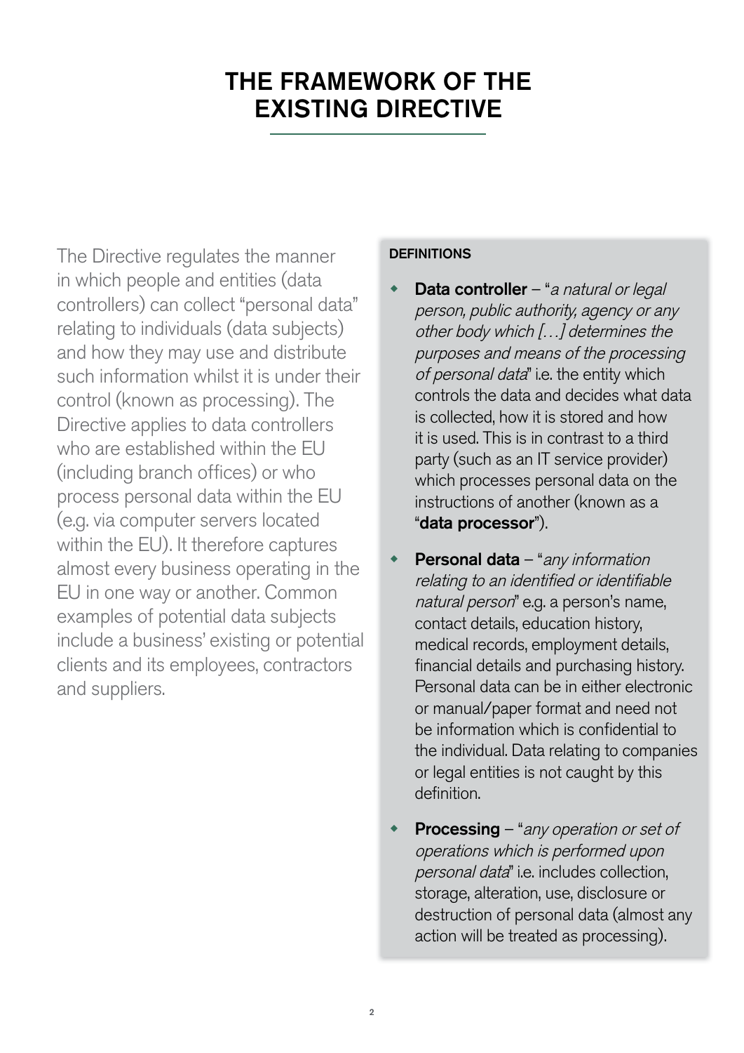# THE FRAMEWORK OF THE EXISTING DIRECTIVE

The Directive regulates the manner in which people and entities (data controllers) can collect "personal data" relating to individuals (data subjects) and how they may use and distribute such information whilst it is under their control (known as processing). The Directive applies to data controllers who are established within the EU (including branch offices) or who process personal data within the EU (e.g. via computer servers located within the EU). It therefore captures almost every business operating in the EU in one way or another. Common examples of potential data subjects include a business' existing or potential clients and its employees, contractors and suppliers.

### DEFINITIONS

- **Data controller** – "*a natural or legal person, public authority, agency or any other body which […] determines the purposes and means of the processing of personal data*" i.e. the entity which controls the data and decides what data is collected, how it is stored and how it is used. This is in contrast to a third party (such as an IT service provider) which processes personal data on the instructions of another (known as a "**data processor**").
- **Personal data** – "*any information relating to an identified or identifiable natural person*" e.g. a person's name, contact details, education history, medical records, employment details, financial details and purchasing history. Personal data can be in either electronic or manual/paper format and need not be information which is confidential to the individual. Data relating to companies or legal entities is not caught by this definition.
- **Processing** – "*any operation or set of operations which is performed upon personal data*" i.e. includes collection, storage, alteration, use, disclosure or destruction of personal data (almost any action will be treated as processing).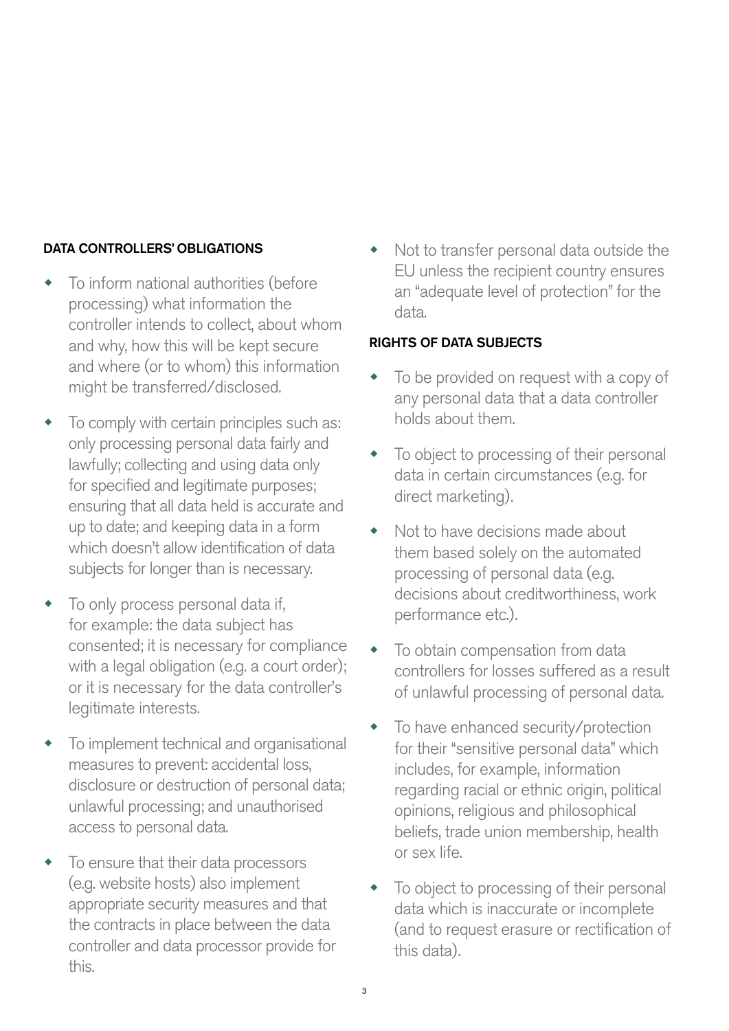## DATA CONTROLLERS' OBLIGATIONS

- To inform national authorities (before processing) what information the controller intends to collect, about whom and why, how this will be kept secure and where (or to whom) this information might be transferred/disclosed.
- To comply with certain principles such as: only processing personal data fairly and lawfully; collecting and using data only for specified and legitimate purposes; ensuring that all data held is accurate and up to date; and keeping data in a form which doesn't allow identification of data subjects for longer than is necessary.
- To only process personal data if, for example: the data subject has consented; it is necessary for compliance with a legal obligation (e.g. a court order); or it is necessary for the data controller's legitimate interests.
- To implement technical and organisational measures to prevent: accidental loss, disclosure or destruction of personal data; unlawful processing; and unauthorised access to personal data.
- To ensure that their data processors (e.g. website hosts) also implement appropriate security measures and that the contracts in place between the data controller and data processor provide for this.
- Not to transfer personal data outside the EU unless the recipient country ensures an "adequate level of protection" for the data.

## RIGHTS OF DATA SUBJECTS

- To be provided on request with a copy of any personal data that a data controller holds about them.
- To object to processing of their personal data in certain circumstances (e.g. for direct marketing).
- Not to have decisions made about them based solely on the automated processing of personal data (e.g. decisions about creditworthiness, work performance etc.).
- To obtain compensation from data controllers for losses suffered as a result of unlawful processing of personal data.
- To have enhanced security/protection for their "sensitive personal data" which includes, for example, information regarding racial or ethnic origin, political opinions, religious and philosophical beliefs, trade union membership, health or sex life.
- To object to processing of their personal data which is inaccurate or incomplete (and to request erasure or rectification of this data).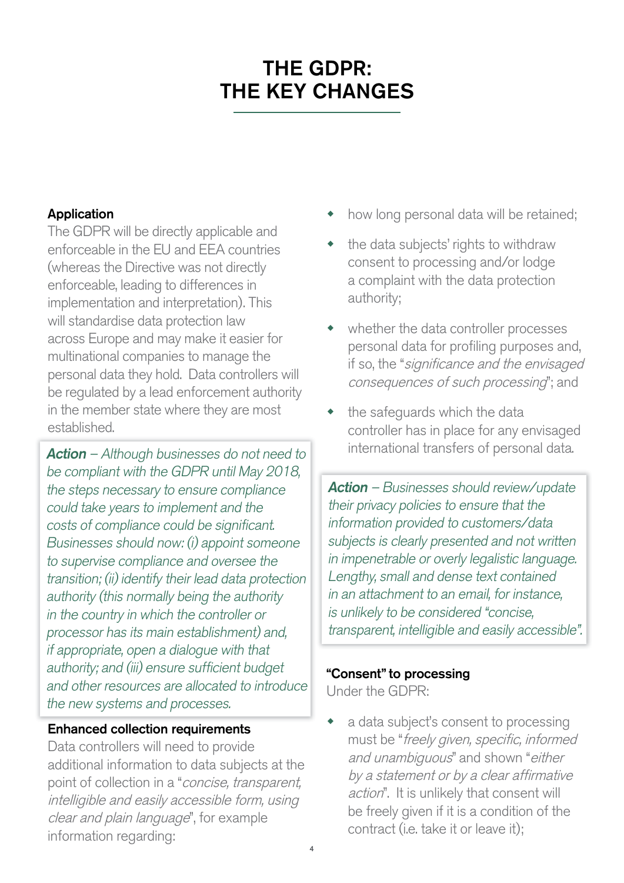# THE GDPR: THE KEY CHANGES

### Application

The GDPR will be directly applicable and enforceable in the EU and EEA countries (whereas the Directive was not directly enforceable, leading to differences in implementation and interpretation). This will standardise data protection law across Europe and may make it easier for multinational companies to manage the personal data they hold. Data controllers will be regulated by a lead enforcement authority in the member state where they are most established.

> ***Action*** *– Although businesses do not need to be compliant with the GDPR until May 2018, the steps necessary to ensure compliance could take years to implement and the costs of compliance could be significant. Businesses should now: (i) appoint someone to supervise compliance and oversee the transition; (ii) identify their lead data protection authority (this normally being the authority in the country in which the controller or processor has its main establishment) and, if appropriate, open a dialogue with that authority; and (iii) ensure sufficient budget and other resources are allocated to introduce the new systems and processes.*

### Enhanced collection requirements

Data controllers will need to provide additional information to data subjects at the point of collection in a "*concise, transparent, intelligible and easily accessible form, using clear and plain language*", for example information regarding:

- how long personal data will be retained;
- the data subjects' rights to withdraw consent to processing and/or lodge a complaint with the data protection authority;
- whether the data controller processes personal data for profiling purposes and, if so, the "*significance and the envisaged consequences of such processing*"; and
- the safeguards which the data controller has in place for any envisaged international transfers of personal data.

> ***Action*** *– Businesses should review/update their privacy policies to ensure that the information provided to customers/data subjects is clearly presented and not written in impenetrable or overly legalistic language. Lengthy, small and dense text contained in an attachment to an email, for instance, is unlikely to be considered "concise, transparent, intelligible and easily accessible".*

### "Consent" to processing

Under the GDPR:

- a data subject's consent to processing must be "*freely given, specific, informed and unambiguous*" and shown "*either by a statement or by a clear affirmative action*". It is unlikely that consent will be freely given if it is a condition of the contract (i.e. take it or leave it);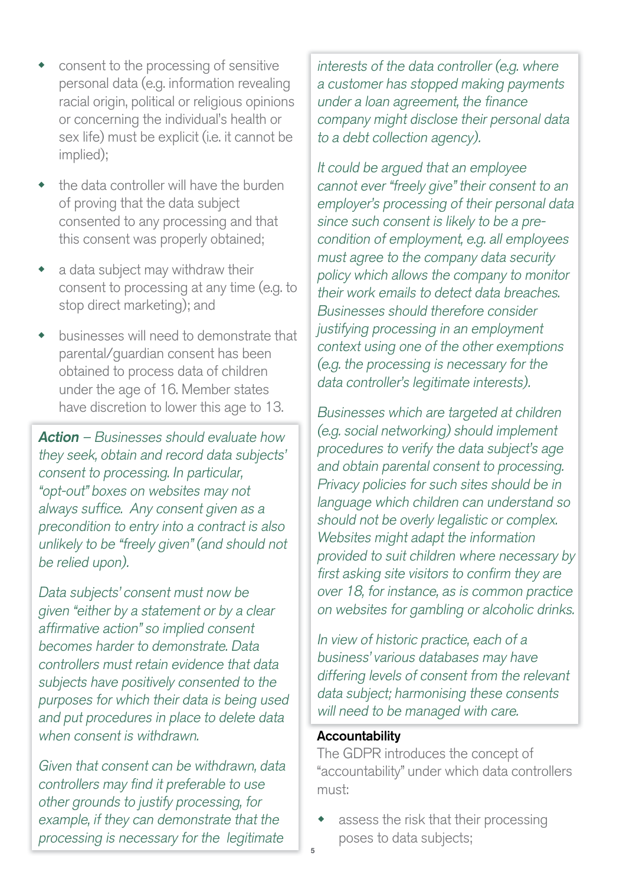- consent to the processing of sensitive personal data (e.g. information revealing racial origin, political or religious opinions or concerning the individual's health or sex life) must be explicit (i.e. it cannot be implied);
- the data controller will have the burden of proving that the data subject consented to any processing and that this consent was properly obtained;
- a data subject may withdraw their consent to processing at any time (e.g. to stop direct marketing); and
- businesses will need to demonstrate that parental/guardian consent has been obtained to process data of children under the age of 16. Member states have discretion to lower this age to 13.

***Action*** *– Businesses should evaluate how they seek, obtain and record data subjects' consent to processing. In particular, "opt-out" boxes on websites may not always suffice. Any consent given as a precondition to entry into a contract is also unlikely to be "freely given" (and should not be relied upon).*

*Data subjects' consent must now be given "either by a statement or by a clear affirmative action" so implied consent becomes harder to demonstrate. Data controllers must retain evidence that data subjects have positively consented to the purposes for which their data is being used and put procedures in place to delete data when consent is withdrawn.*

*Given that consent can be withdrawn, data controllers may find it preferable to use other grounds to justify processing, for example, if they can demonstrate that the processing is necessary for the legitimate interests of the data controller (e.g. where a customer has stopped making payments under a loan agreement, the finance company might disclose their personal data to a debt collection agency).*

*It could be argued that an employee cannot ever "freely give" their consent to an employer's processing of their personal data since such consent is likely to be a pre-condition of employment, e.g. all employees must agree to the company data security policy which allows the company to monitor their work emails to detect data breaches. Businesses should therefore consider justifying processing in an employment context using one of the other exemptions (e.g. the processing is necessary for the data controller's legitimate interests).*

*Businesses which are targeted at children (e.g. social networking) should implement procedures to verify the data subject's age and obtain parental consent to processing. Privacy policies for such sites should be in language which children can understand so should not be overly legalistic or complex. Websites might adapt the information provided to suit children where necessary by first asking site visitors to confirm they are over 18, for instance, as is common practice on websites for gambling or alcoholic drinks.*

*In view of historic practice, each of a business' various databases may have differing levels of consent from the relevant data subject; harmonising these consents will need to be managed with care.*

### Accountability

The GDPR introduces the concept of "accountability" under which data controllers must:

- assess the risk that their processing poses to data subjects;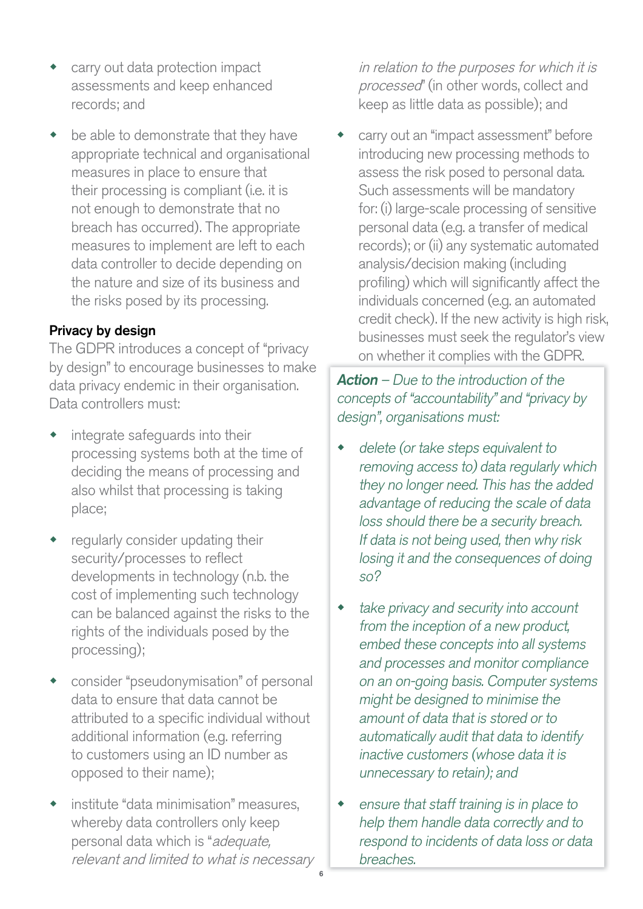- carry out data protection impact assessments and keep enhanced records; and

- be able to demonstrate that they have appropriate technical and organisational measures in place to ensure that their processing is compliant (i.e. it is not enough to demonstrate that no breach has occurred). The appropriate measures to implement are left to each data controller to decide depending on the nature and size of its business and the risks posed by its processing.

**Privacy by design**

The GDPR introduces a concept of "privacy by design" to encourage businesses to make data privacy endemic in their organisation. Data controllers must:

- integrate safeguards into their processing systems both at the time of deciding the means of processing and also whilst that processing is taking place;

- regularly consider updating their security/processes to reflect developments in technology (n.b. the cost of implementing such technology can be balanced against the risks to the rights of the individuals posed by the processing);

- consider "pseudonymisation" of personal data to ensure that data cannot be attributed to a specific individual without additional information (e.g. referring to customers using an ID number as opposed to their name);

- institute "data minimisation" measures, whereby data controllers only keep personal data which is "*adequate, relevant and limited to what is necessary in relation to the purposes for which it is processed*" (in other words, collect and keep as little data as possible); and

- carry out an "impact assessment" before introducing new processing methods to assess the risk posed to personal data. Such assessments will be mandatory for: (i) large-scale processing of sensitive personal data (e.g. a transfer of medical records); or (ii) any systematic automated analysis/decision making (including profiling) which will significantly affect the individuals concerned (e.g. an automated credit check). If the new activity is high risk, businesses must seek the regulator's view on whether it complies with the GDPR.

***Action*** *– Due to the introduction of the concepts of "accountability" and "privacy by design", organisations must:*

- *delete (or take steps equivalent to removing access to) data regularly which they no longer need. This has the added advantage of reducing the scale of data loss should there be a security breach. If data is not being used, then why risk losing it and the consequences of doing so?*

- *take privacy and security into account from the inception of a new product, embed these concepts into all systems and processes and monitor compliance on an on-going basis. Computer systems might be designed to minimise the amount of data that is stored or to automatically audit that data to identify inactive customers (whose data it is unnecessary to retain); and*

- *ensure that staff training is in place to help them handle data correctly and to respond to incidents of data loss or data breaches.*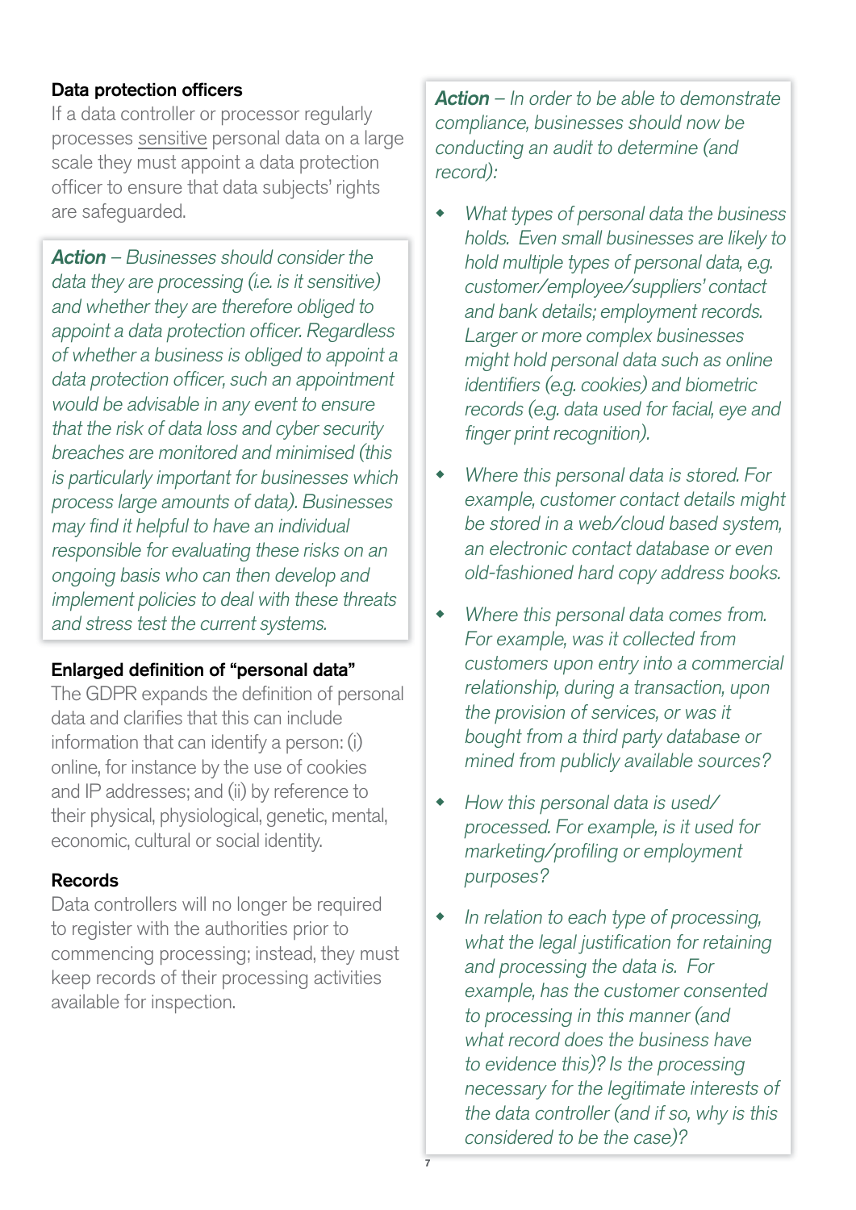### Data protection officers

If a data controller or processor regularly processes sensitive personal data on a large scale they must appoint a data protection officer to ensure that data subjects' rights are safeguarded.

> ***Action*** *– Businesses should consider the data they are processing (i.e. is it sensitive) and whether they are therefore obliged to appoint a data protection officer. Regardless of whether a business is obliged to appoint a data protection officer, such an appointment would be advisable in any event to ensure that the risk of data loss and cyber security breaches are monitored and minimised (this is particularly important for businesses which process large amounts of data). Businesses may find it helpful to have an individual responsible for evaluating these risks on an ongoing basis who can then develop and implement policies to deal with these threats and stress test the current systems.*

### Enlarged definition of "personal data"

The GDPR expands the definition of personal data and clarifies that this can include information that can identify a person: (i) online, for instance by the use of cookies and IP addresses; and (ii) by reference to their physical, physiological, genetic, mental, economic, cultural or social identity.

### Records

Data controllers will no longer be required to register with the authorities prior to commencing processing; instead, they must keep records of their processing activities available for inspection.

> ***Action*** *– In order to be able to demonstrate compliance, businesses should now be conducting an audit to determine (and record):*
>
> - *What types of personal data the business holds. Even small businesses are likely to hold multiple types of personal data, e.g. customer/employee/suppliers' contact and bank details; employment records. Larger or more complex businesses might hold personal data such as online identifiers (e.g. cookies) and biometric records (e.g. data used for facial, eye and finger print recognition).*
> - *Where this personal data is stored. For example, customer contact details might be stored in a web/cloud based system, an electronic contact database or even old-fashioned hard copy address books.*
> - *Where this personal data comes from. For example, was it collected from customers upon entry into a commercial relationship, during a transaction, upon the provision of services, or was it bought from a third party database or mined from publicly available sources?*
> - *How this personal data is used/ processed. For example, is it used for marketing/profiling or employment purposes?*
> - *In relation to each type of processing, what the legal justification for retaining and processing the data is. For example, has the customer consented to processing in this manner (and what record does the business have to evidence this)? Is the processing necessary for the legitimate interests of the data controller (and if so, why is this considered to be the case)?*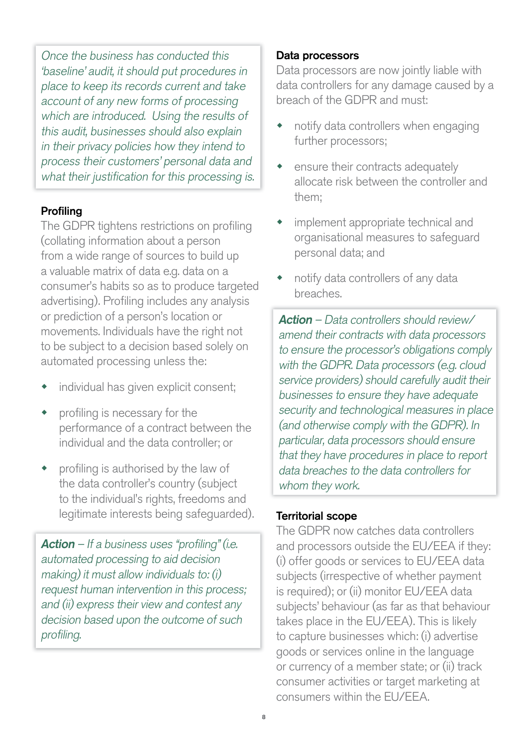*Once the business has conducted this 'baseline' audit, it should put procedures in place to keep its records current and take account of any new forms of processing which are introduced. Using the results of this audit, businesses should also explain in their privacy policies how they intend to process their customers' personal data and what their justification for this processing is.*

**Profiling**

The GDPR tightens restrictions on profiling (collating information about a person from a wide range of sources to build up a valuable matrix of data e.g. data on a consumer's habits so as to produce targeted advertising). Profiling includes any analysis or prediction of a person's location or movements. Individuals have the right not to be subject to a decision based solely on automated processing unless the:

- individual has given explicit consent;
- profiling is necessary for the performance of a contract between the individual and the data controller; or
- profiling is authorised by the law of the data controller's country (subject to the individual's rights, freedoms and legitimate interests being safeguarded).

***Action** – If a business uses "profiling" (i.e. automated processing to aid decision making) it must allow individuals to: (i) request human intervention in this process; and (ii) express their view and contest any decision based upon the outcome of such profiling.*

**Data processors**

Data processors are now jointly liable with data controllers for any damage caused by a breach of the GDPR and must:

- notify data controllers when engaging further processors;
- ensure their contracts adequately allocate risk between the controller and them;
- implement appropriate technical and organisational measures to safeguard personal data; and
- notify data controllers of any data breaches.

***Action** – Data controllers should review/amend their contracts with data processors to ensure the processor's obligations comply with the GDPR. Data processors (e.g. cloud service providers) should carefully audit their businesses to ensure they have adequate security and technological measures in place (and otherwise comply with the GDPR). In particular, data processors should ensure that they have procedures in place to report data breaches to the data controllers for whom they work.*

**Territorial scope**

The GDPR now catches data controllers and processors outside the EU/EEA if they: (i) offer goods or services to EU/EEA data subjects (irrespective of whether payment is required); or (ii) monitor EU/EEA data subjects' behaviour (as far as that behaviour takes place in the EU/EEA). This is likely to capture businesses which: (i) advertise goods or services online in the language or currency of a member state; or (ii) track consumer activities or target marketing at consumers within the EU/EEA.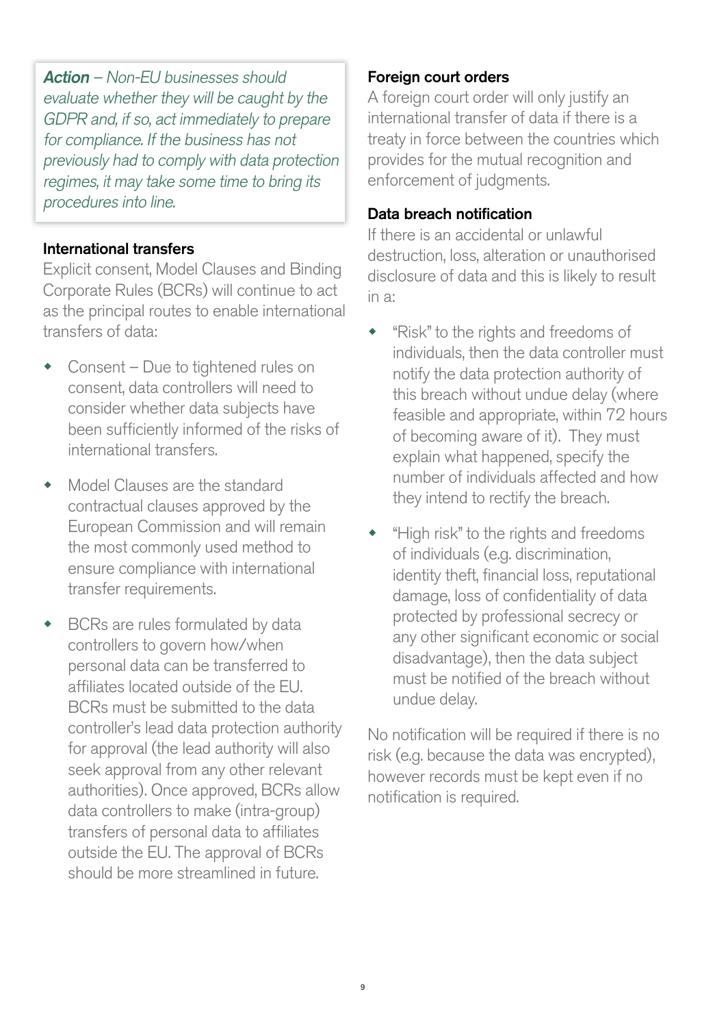***Action** – Non-EU businesses should evaluate whether they will be caught by the GDPR and, if so, act immediately to prepare for compliance. If the business has not previously had to comply with data protection regimes, it may take some time to bring its procedures into line.*

### International transfers

Explicit consent, Model Clauses and Binding Corporate Rules (BCRs) will continue to act as the principal routes to enable international transfers of data:

- Consent – Due to tightened rules on consent, data controllers will need to consider whether data subjects have been sufficiently informed of the risks of international transfers.
- Model Clauses are the standard contractual clauses approved by the European Commission and will remain the most commonly used method to ensure compliance with international transfer requirements.
- BCRs are rules formulated by data controllers to govern how/when personal data can be transferred to affiliates located outside of the EU. BCRs must be submitted to the data controller's lead data protection authority for approval (the lead authority will also seek approval from any other relevant authorities). Once approved, BCRs allow data controllers to make (intra-group) transfers of personal data to affiliates outside the EU. The approval of BCRs should be more streamlined in future.

### Foreign court orders

A foreign court order will only justify an international transfer of data if there is a treaty in force between the countries which provides for the mutual recognition and enforcement of judgments.

### Data breach notification

If there is an accidental or unlawful destruction, loss, alteration or unauthorised disclosure of data and this is likely to result in a:

- "Risk" to the rights and freedoms of individuals, then the data controller must notify the data protection authority of this breach without undue delay (where feasible and appropriate, within 72 hours of becoming aware of it). They must explain what happened, specify the number of individuals affected and how they intend to rectify the breach.
- "High risk" to the rights and freedoms of individuals (e.g. discrimination, identity theft, financial loss, reputational damage, loss of confidentiality of data protected by professional secrecy or any other significant economic or social disadvantage), then the data subject must be notified of the breach without undue delay.

No notification will be required if there is no risk (e.g. because the data was encrypted), however records must be kept even if no notification is required.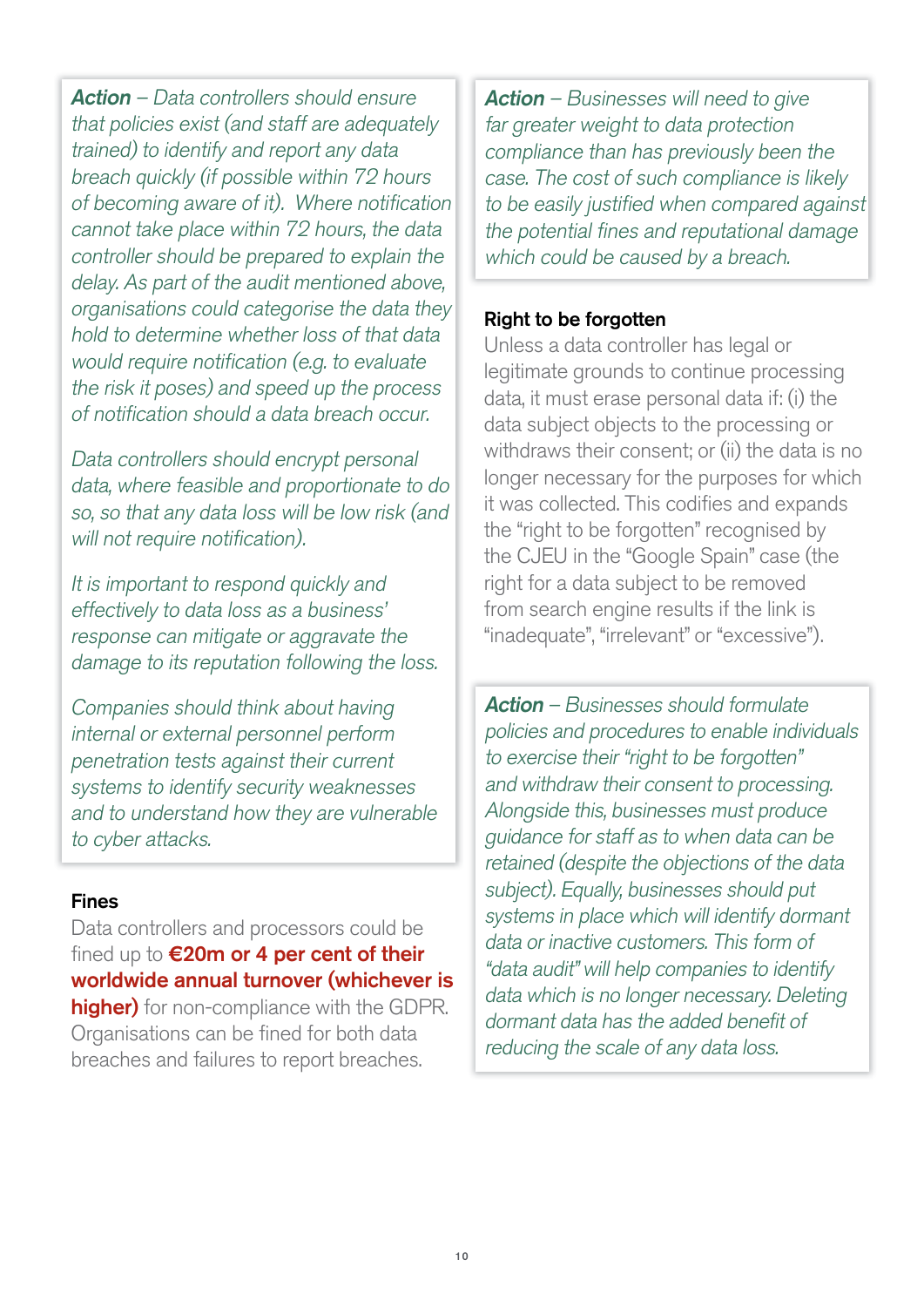***Action*** *– Data controllers should ensure that policies exist (and staff are adequately trained) to identify and report any data breach quickly (if possible within 72 hours of becoming aware of it). Where notification cannot take place within 72 hours, the data controller should be prepared to explain the delay. As part of the audit mentioned above, organisations could categorise the data they hold to determine whether loss of that data would require notification (e.g. to evaluate the risk it poses) and speed up the process of notification should a data breach occur.*

*Data controllers should encrypt personal data, where feasible and proportionate to do so, so that any data loss will be low risk (and will not require notification).*

*It is important to respond quickly and effectively to data loss as a business' response can mitigate or aggravate the damage to its reputation following the loss.*

*Companies should think about having internal or external personnel perform penetration tests against their current systems to identify security weaknesses and to understand how they are vulnerable to cyber attacks.*

### Fines

Data controllers and processors could be fined up to **€20m or 4 per cent of their worldwide annual turnover (whichever is higher)** for non-compliance with the GDPR. Organisations can be fined for both data breaches and failures to report breaches.

***Action*** *– Businesses will need to give far greater weight to data protection compliance than has previously been the case. The cost of such compliance is likely to be easily justified when compared against the potential fines and reputational damage which could be caused by a breach.*

### Right to be forgotten

Unless a data controller has legal or legitimate grounds to continue processing data, it must erase personal data if: (i) the data subject objects to the processing or withdraws their consent; or (ii) the data is no longer necessary for the purposes for which it was collected. This codifies and expands the "right to be forgotten" recognised by the CJEU in the "Google Spain" case (the right for a data subject to be removed from search engine results if the link is "inadequate", "irrelevant" or "excessive").

***Action*** *– Businesses should formulate policies and procedures to enable individuals to exercise their "right to be forgotten" and withdraw their consent to processing. Alongside this, businesses must produce guidance for staff as to when data can be retained (despite the objections of the data subject). Equally, businesses should put systems in place which will identify dormant data or inactive customers. This form of "data audit" will help companies to identify data which is no longer necessary. Deleting dormant data has the added benefit of reducing the scale of any data loss.*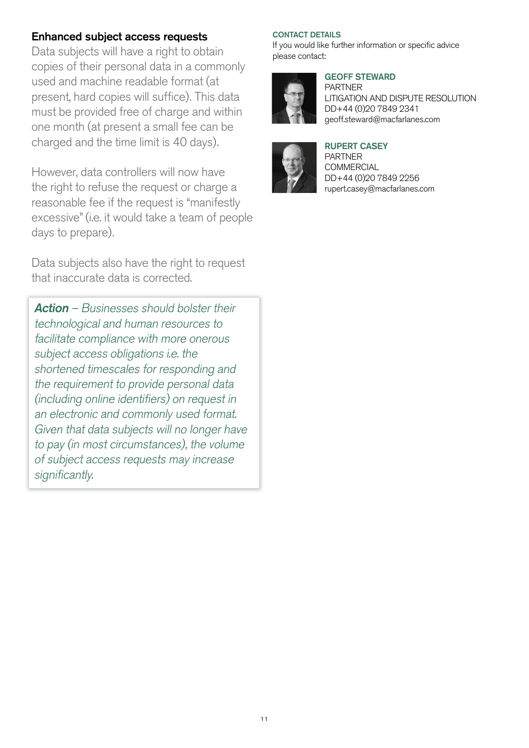### Enhanced subject access requests

Data subjects will have a right to obtain copies of their personal data in a commonly used and machine readable format (at present, hard copies will suffice). This data must be provided free of charge and within one month (at present a small fee can be charged and the time limit is 40 days).

However, data controllers will now have the right to refuse the request or charge a reasonable fee if the request is "manifestly excessive" (i.e. it would take a team of people days to prepare).

Data subjects also have the right to request that inaccurate data is corrected.

***Action*** *– Businesses should bolster their technological and human resources to facilitate compliance with more onerous subject access obligations i.e. the shortened timescales for responding and the requirement to provide personal data (including online identifiers) on request in an electronic and commonly used format. Given that data subjects will no longer have to pay (in most circumstances), the volume of subject access requests may increase significantly.*

**CONTACT DETAILS**

If you would like further information or specific advice please contact:

**GEOFF STEWARD**
PARTNER
LITIGATION AND DISPUTE RESOLUTION
DD+44 (0)20 7849 2341
geoff.steward@macfarlanes.com

**RUPERT CASEY**
PARTNER
COMMERCIAL
DD+44 (0)20 7849 2256
rupert.casey@macfarlanes.com